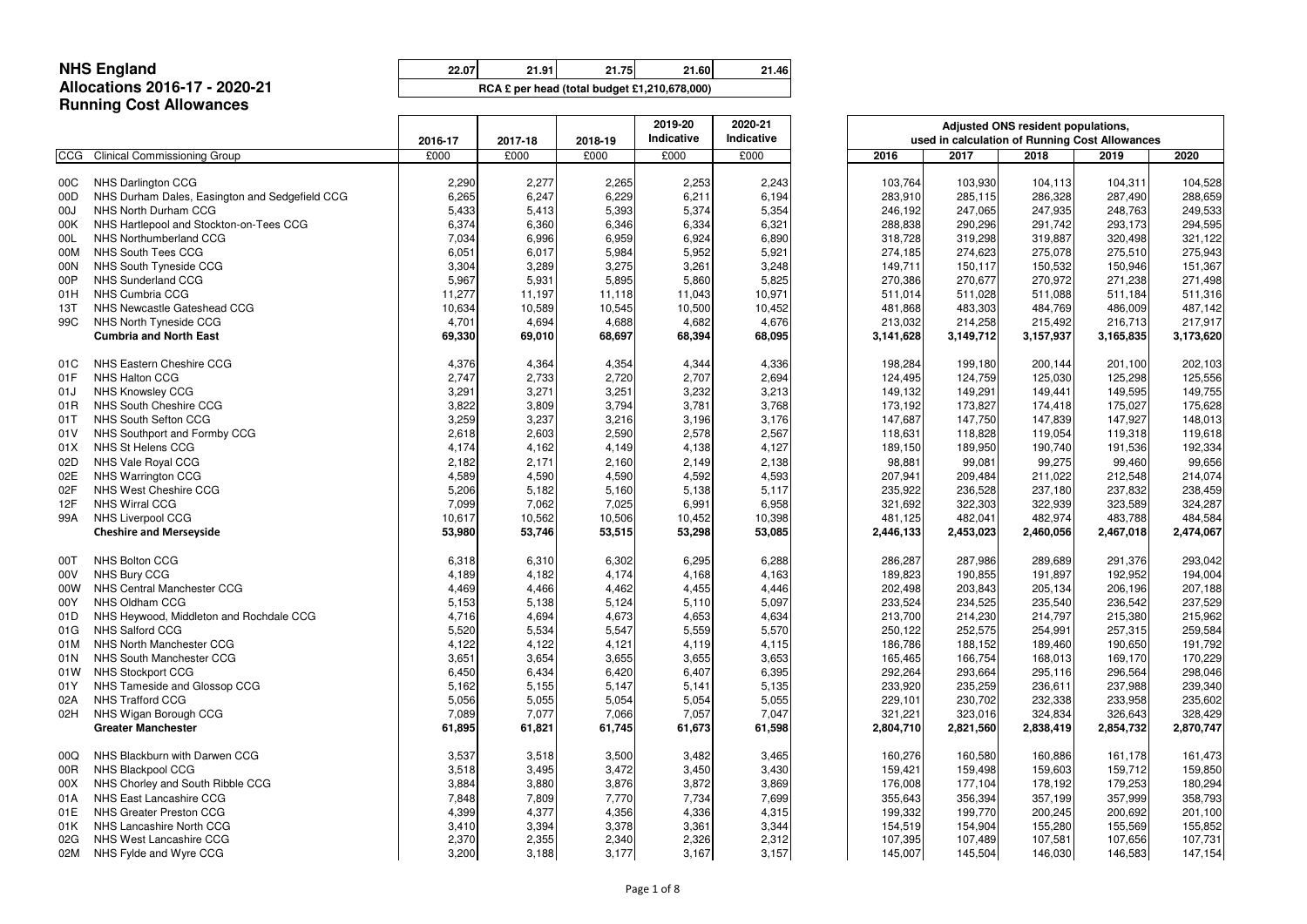# NHS England
## Allocations 2016-17 - 2020-21
## Running Cost Allowances

| 22.07 | 21.91 | 21.75 | 21.60 | 21.46 |
|---|---|---|---|---|
| RCA £ per head (total budget £1,210,678,000) | | | | |

| CCG | Clinical Commissioning Group | 2016-17 | 2017-18 | 2018-19 | 2019-20 Indicative | 2020-21 Indicative | Adjusted ONS resident populations, used in calculation of Running Cost Allowances | | | | |
|---|---|---|---|---|---|---|---|---|---|---|---|
| | | £000 | £000 | £000 | £000 | £000 | 2016 | 2017 | 2018 | 2019 | 2020 |
| 00C | NHS Darlington CCG | 2,290 | 2,277 | 2,265 | 2,253 | 2,243 | 103,764 | 103,930 | 104,113 | 104,311 | 104,528 |
| 00D | NHS Durham Dales, Easington and Sedgefield CCG | 6,265 | 6,247 | 6,229 | 6,211 | 6,194 | 283,910 | 285,115 | 286,328 | 287,490 | 288,659 |
| 00J | NHS North Durham CCG | 5,433 | 5,413 | 5,393 | 5,374 | 5,354 | 246,192 | 247,065 | 247,935 | 248,763 | 249,533 |
| 00K | NHS Hartlepool and Stockton-on-Tees CCG | 6,374 | 6,360 | 6,346 | 6,334 | 6,321 | 288,838 | 290,296 | 291,742 | 293,173 | 294,595 |
| 00L | NHS Northumberland CCG | 7,034 | 6,996 | 6,959 | 6,924 | 6,890 | 318,728 | 319,298 | 319,887 | 320,498 | 321,122 |
| 00M | NHS South Tees CCG | 6,051 | 6,017 | 5,984 | 5,952 | 5,921 | 274,185 | 274,623 | 275,078 | 275,510 | 275,943 |
| 00N | NHS South Tyneside CCG | 3,304 | 3,289 | 3,275 | 3,261 | 3,248 | 149,711 | 150,117 | 150,532 | 150,946 | 151,367 |
| 00P | NHS Sunderland CCG | 5,967 | 5,931 | 5,895 | 5,860 | 5,825 | 270,386 | 270,677 | 270,972 | 271,238 | 271,498 |
| 01H | NHS Cumbria CCG | 11,277 | 11,197 | 11,118 | 11,043 | 10,971 | 511,014 | 511,028 | 511,088 | 511,184 | 511,316 |
| 13T | NHS Newcastle Gateshead CCG | 10,634 | 10,589 | 10,545 | 10,500 | 10,452 | 481,868 | 483,303 | 484,769 | 486,009 | 487,142 |
| 99C | NHS North Tyneside CCG | 4,701 | 4,694 | 4,688 | 4,682 | 4,676 | 213,032 | 214,258 | 215,492 | 216,713 | 217,917 |
| | **Cumbria and North East** | **69,330** | **69,010** | **68,697** | **68,394** | **68,095** | **3,141,628** | **3,149,712** | **3,157,937** | **3,165,835** | **3,173,620** |
| 01C | NHS Eastern Cheshire CCG | 4,376 | 4,364 | 4,354 | 4,344 | 4,336 | 198,284 | 199,180 | 200,144 | 201,100 | 202,103 |
| 01F | NHS Halton CCG | 2,747 | 2,733 | 2,720 | 2,707 | 2,694 | 124,495 | 124,759 | 125,030 | 125,298 | 125,556 |
| 01J | NHS Knowsley CCG | 3,291 | 3,271 | 3,251 | 3,232 | 3,213 | 149,132 | 149,291 | 149,441 | 149,595 | 149,755 |
| 01R | NHS South Cheshire CCG | 3,822 | 3,809 | 3,794 | 3,781 | 3,768 | 173,192 | 173,827 | 174,418 | 175,027 | 175,628 |
| 01T | NHS South Sefton CCG | 3,259 | 3,237 | 3,216 | 3,196 | 3,176 | 147,687 | 147,750 | 147,839 | 147,927 | 148,013 |
| 01V | NHS Southport and Formby CCG | 2,618 | 2,603 | 2,590 | 2,578 | 2,567 | 118,631 | 118,828 | 119,054 | 119,318 | 119,618 |
| 01X | NHS St Helens CCG | 4,174 | 4,162 | 4,149 | 4,138 | 4,127 | 189,150 | 189,950 | 190,740 | 191,536 | 192,334 |
| 02D | NHS Vale Royal CCG | 2,182 | 2,171 | 2,160 | 2,149 | 2,138 | 98,881 | 99,081 | 99,275 | 99,460 | 99,656 |
| 02E | NHS Warrington CCG | 4,589 | 4,590 | 4,590 | 4,592 | 4,593 | 207,941 | 209,484 | 211,022 | 212,548 | 214,074 |
| 02F | NHS West Cheshire CCG | 5,206 | 5,182 | 5,160 | 5,138 | 5,117 | 235,922 | 236,528 | 237,180 | 237,832 | 238,459 |
| 12F | NHS Wirral CCG | 7,099 | 7,062 | 7,025 | 6,991 | 6,958 | 321,692 | 322,303 | 322,939 | 323,589 | 324,287 |
| 99A | NHS Liverpool CCG | 10,617 | 10,562 | 10,506 | 10,452 | 10,398 | 481,125 | 482,041 | 482,974 | 483,788 | 484,584 |
| | **Cheshire and Merseyside** | **53,980** | **53,746** | **53,515** | **53,298** | **53,085** | **2,446,133** | **2,453,023** | **2,460,056** | **2,467,018** | **2,474,067** |
| 00T | NHS Bolton CCG | 6,318 | 6,310 | 6,302 | 6,295 | 6,288 | 286,287 | 287,986 | 289,689 | 291,376 | 293,042 |
| 00V | NHS Bury CCG | 4,189 | 4,182 | 4,174 | 4,168 | 4,163 | 189,823 | 190,855 | 191,897 | 192,952 | 194,004 |
| 00W | NHS Central Manchester CCG | 4,469 | 4,466 | 4,462 | 4,455 | 4,446 | 202,498 | 203,843 | 205,134 | 206,196 | 207,188 |
| 00Y | NHS Oldham CCG | 5,153 | 5,138 | 5,124 | 5,110 | 5,097 | 233,524 | 234,525 | 235,540 | 236,542 | 237,529 |
| 01D | NHS Heywood, Middleton and Rochdale CCG | 4,716 | 4,694 | 4,673 | 4,653 | 4,634 | 213,700 | 214,230 | 214,797 | 215,380 | 215,962 |
| 01G | NHS Salford CCG | 5,520 | 5,534 | 5,547 | 5,559 | 5,570 | 250,122 | 252,575 | 254,991 | 257,315 | 259,584 |
| 01M | NHS North Manchester CCG | 4,122 | 4,122 | 4,121 | 4,119 | 4,115 | 186,786 | 188,152 | 189,460 | 190,650 | 191,792 |
| 01N | NHS South Manchester CCG | 3,651 | 3,654 | 3,655 | 3,655 | 3,653 | 165,465 | 166,754 | 168,013 | 169,170 | 170,229 |
| 01W | NHS Stockport CCG | 6,450 | 6,434 | 6,420 | 6,407 | 6,395 | 292,264 | 293,664 | 295,116 | 296,564 | 298,046 |
| 01Y | NHS Tameside and Glossop CCG | 5,162 | 5,155 | 5,147 | 5,141 | 5,135 | 233,920 | 235,259 | 236,611 | 237,988 | 239,340 |
| 02A | NHS Trafford CCG | 5,056 | 5,055 | 5,054 | 5,054 | 5,055 | 229,101 | 230,702 | 232,338 | 233,958 | 235,602 |
| 02H | NHS Wigan Borough CCG | 7,089 | 7,077 | 7,066 | 7,057 | 7,047 | 321,221 | 323,016 | 324,834 | 326,643 | 328,429 |
| | **Greater Manchester** | **61,895** | **61,821** | **61,745** | **61,673** | **61,598** | **2,804,710** | **2,821,560** | **2,838,419** | **2,854,732** | **2,870,747** |
| 00Q | NHS Blackburn with Darwen CCG | 3,537 | 3,518 | 3,500 | 3,482 | 3,465 | 160,276 | 160,580 | 160,886 | 161,178 | 161,473 |
| 00R | NHS Blackpool CCG | 3,518 | 3,495 | 3,472 | 3,450 | 3,430 | 159,421 | 159,498 | 159,603 | 159,712 | 159,850 |
| 00X | NHS Chorley and South Ribble CCG | 3,884 | 3,880 | 3,876 | 3,872 | 3,869 | 176,008 | 177,104 | 178,192 | 179,253 | 180,294 |
| 01A | NHS East Lancashire CCG | 7,848 | 7,809 | 7,770 | 7,734 | 7,699 | 355,643 | 356,394 | 357,199 | 357,999 | 358,793 |
| 01E | NHS Greater Preston CCG | 4,399 | 4,377 | 4,356 | 4,336 | 4,315 | 199,332 | 199,770 | 200,245 | 200,692 | 201,100 |
| 01K | NHS Lancashire North CCG | 3,410 | 3,394 | 3,378 | 3,361 | 3,344 | 154,519 | 154,904 | 155,280 | 155,569 | 155,852 |
| 02G | NHS West Lancashire CCG | 2,370 | 2,355 | 2,340 | 2,326 | 2,312 | 107,395 | 107,489 | 107,581 | 107,656 | 107,731 |
| 02M | NHS Fylde and Wyre CCG | 3,200 | 3,188 | 3,177 | 3,167 | 3,157 | 145,007 | 145,504 | 146,030 | 146,583 | 147,154 |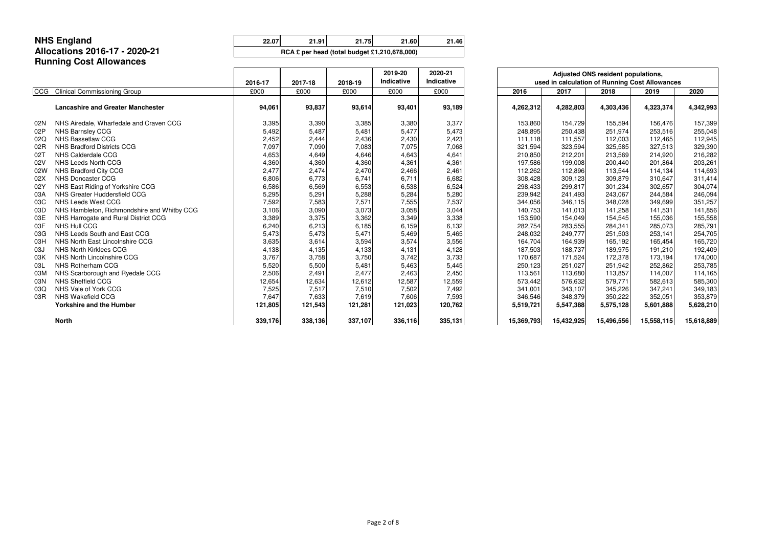# NHS England
## Allocations 2016-17 - 2020-21
## Running Cost Allowances

| 22.07 | 21.91 | 21.75 | 21.60 | 21.46 |
|---|---|---|---|---|
| RCA £ per head (total budget £1,210,678,000) | | | | |

| CCG | Clinical Commissioning Group | 2016-17 | 2017-18 | 2018-19 | 2019-20 Indicative | 2020-21 Indicative | Adjusted ONS resident populations, used in calculation of Running Cost Allowances 2016 | 2017 | 2018 | 2019 | 2020 |
|---|---|---|---|---|---|---|---|---|---|---|---|
| | | £000 | £000 | £000 | £000 | £000 | | | | | |
| | **Lancashire and Greater Manchester** | **94,061** | **93,837** | **93,614** | **93,401** | **93,189** | **4,262,312** | **4,282,803** | **4,303,436** | **4,323,374** | **4,342,993** |
| 02N | NHS Airedale, Wharfedale and Craven CCG | 3,395 | 3,390 | 3,385 | 3,380 | 3,377 | 153,860 | 154,729 | 155,594 | 156,476 | 157,399 |
| 02P | NHS Barnsley CCG | 5,492 | 5,487 | 5,481 | 5,477 | 5,473 | 248,895 | 250,438 | 251,974 | 253,516 | 255,048 |
| 02Q | NHS Bassetlaw CCG | 2,452 | 2,444 | 2,436 | 2,430 | 2,423 | 111,118 | 111,557 | 112,003 | 112,465 | 112,945 |
| 02R | NHS Bradford Districts CCG | 7,097 | 7,090 | 7,083 | 7,075 | 7,068 | 321,594 | 323,594 | 325,585 | 327,513 | 329,390 |
| 02T | NHS Calderdale CCG | 4,653 | 4,649 | 4,646 | 4,643 | 4,641 | 210,850 | 212,201 | 213,569 | 214,920 | 216,282 |
| 02V | NHS Leeds North CCG | 4,360 | 4,360 | 4,360 | 4,361 | 4,361 | 197,586 | 199,008 | 200,440 | 201,864 | 203,261 |
| 02W | NHS Bradford City CCG | 2,477 | 2,474 | 2,470 | 2,466 | 2,461 | 112,262 | 112,896 | 113,544 | 114,134 | 114,693 |
| 02X | NHS Doncaster CCG | 6,806 | 6,773 | 6,741 | 6,711 | 6,682 | 308,428 | 309,123 | 309,879 | 310,647 | 311,414 |
| 02Y | NHS East Riding of Yorkshire CCG | 6,586 | 6,569 | 6,553 | 6,538 | 6,524 | 298,433 | 299,817 | 301,234 | 302,657 | 304,074 |
| 03A | NHS Greater Huddersfield CCG | 5,295 | 5,291 | 5,288 | 5,284 | 5,280 | 239,942 | 241,493 | 243,067 | 244,584 | 246,094 |
| 03C | NHS Leeds West CCG | 7,592 | 7,583 | 7,571 | 7,555 | 7,537 | 344,056 | 346,115 | 348,028 | 349,699 | 351,257 |
| 03D | NHS Hambleton, Richmondshire and Whitby CCG | 3,106 | 3,090 | 3,073 | 3,058 | 3,044 | 140,753 | 141,013 | 141,258 | 141,531 | 141,856 |
| 03E | NHS Harrogate and Rural District CCG | 3,389 | 3,375 | 3,362 | 3,349 | 3,338 | 153,590 | 154,049 | 154,545 | 155,036 | 155,558 |
| 03F | NHS Hull CCG | 6,240 | 6,213 | 6,185 | 6,159 | 6,132 | 282,754 | 283,555 | 284,341 | 285,073 | 285,791 |
| 03G | NHS Leeds South and East CCG | 5,473 | 5,473 | 5,471 | 5,469 | 5,465 | 248,032 | 249,777 | 251,503 | 253,141 | 254,705 |
| 03H | NHS North East Lincolnshire CCG | 3,635 | 3,614 | 3,594 | 3,574 | 3,556 | 164,704 | 164,939 | 165,192 | 165,454 | 165,720 |
| 03J | NHS North Kirklees CCG | 4,138 | 4,135 | 4,133 | 4,131 | 4,128 | 187,503 | 188,737 | 189,975 | 191,210 | 192,409 |
| 03K | NHS North Lincolnshire CCG | 3,767 | 3,758 | 3,750 | 3,742 | 3,733 | 170,687 | 171,524 | 172,378 | 173,194 | 174,000 |
| 03L | NHS Rotherham CCG | 5,520 | 5,500 | 5,481 | 5,463 | 5,445 | 250,123 | 251,027 | 251,942 | 252,862 | 253,785 |
| 03M | NHS Scarborough and Ryedale CCG | 2,506 | 2,491 | 2,477 | 2,463 | 2,450 | 113,561 | 113,680 | 113,857 | 114,007 | 114,165 |
| 03N | NHS Sheffield CCG | 12,654 | 12,634 | 12,612 | 12,587 | 12,559 | 573,442 | 576,632 | 579,771 | 582,613 | 585,300 |
| 03Q | NHS Vale of York CCG | 7,525 | 7,517 | 7,510 | 7,502 | 7,492 | 341,001 | 343,107 | 345,226 | 347,241 | 349,183 |
| 03R | NHS Wakefield CCG | 7,647 | 7,633 | 7,619 | 7,606 | 7,593 | 346,546 | 348,379 | 350,222 | 352,051 | 353,879 |
| | **Yorkshire and the Humber** | **121,805** | **121,543** | **121,281** | **121,023** | **120,762** | **5,519,721** | **5,547,388** | **5,575,128** | **5,601,888** | **5,628,210** |
| | **North** | **339,176** | **338,136** | **337,107** | **336,116** | **335,131** | **15,369,793** | **15,432,925** | **15,496,556** | **15,558,115** | **15,618,889** |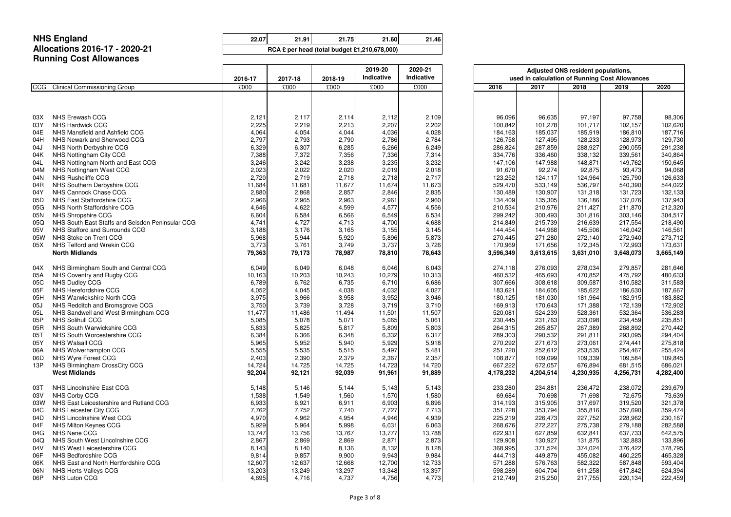# NHS England
## Allocations 2016-17 - 2020-21
### Running Cost Allowances

| | 22.07 | 21.91 | 21.75 | 21.60 | 21.46 |
|---|---|---|---|---|---|
| | RCA £ per head (total budget £1,210,678,000) | | | | |

| CCG | Clinical Commissioning Group | 2016-17 | 2017-18 | 2018-19 | 2019-20 Indicative | 2020-21 Indicative | Adjusted ONS resident populations, used in calculation of Running Cost Allowances | | | | |
|---|---|---|---|---|---|---|---|---|---|---|---|
| | | £000 | £000 | £000 | £000 | £000 | 2016 | 2017 | 2018 | 2019 | 2020 |
| 03X | NHS Erewash CCG | 2,121 | 2,117 | 2,114 | 2,112 | 2,109 | 96,096 | 96,635 | 97,197 | 97,758 | 98,306 |
| 03Y | NHS Hardwick CCG | 2,225 | 2,219 | 2,213 | 2,207 | 2,202 | 100,842 | 101,278 | 101,717 | 102,157 | 102,620 |
| 04E | NHS Mansfield and Ashfield CCG | 4,064 | 4,054 | 4,044 | 4,036 | 4,028 | 184,163 | 185,037 | 185,919 | 186,810 | 187,716 |
| 04H | NHS Newark and Sherwood CCG | 2,797 | 2,793 | 2,790 | 2,786 | 2,784 | 126,758 | 127,495 | 128,233 | 128,973 | 129,730 |
| 04J | NHS North Derbyshire CCG | 6,329 | 6,307 | 6,285 | 6,266 | 6,249 | 286,824 | 287,859 | 288,927 | 290,055 | 291,238 |
| 04K | NHS Nottingham City CCG | 7,388 | 7,372 | 7,356 | 7,336 | 7,314 | 334,776 | 336,460 | 338,132 | 339,561 | 340,864 |
| 04L | NHS Nottingham North and East CCG | 3,246 | 3,242 | 3,238 | 3,235 | 3,232 | 147,106 | 147,988 | 148,871 | 149,762 | 150,645 |
| 04M | NHS Nottingham West CCG | 2,023 | 2,022 | 2,020 | 2,019 | 2,018 | 91,670 | 92,274 | 92,875 | 93,473 | 94,068 |
| 04N | NHS Rushcliffe CCG | 2,720 | 2,719 | 2,718 | 2,718 | 2,717 | 123,252 | 124,117 | 124,964 | 125,790 | 126,633 |
| 04R | NHS Southern Derbyshire CCG | 11,684 | 11,681 | 11,677 | 11,674 | 11,673 | 529,470 | 533,149 | 536,797 | 540,390 | 544,022 |
| 04Y | NHS Cannock Chase CCG | 2,880 | 2,868 | 2,857 | 2,846 | 2,835 | 130,489 | 130,907 | 131,318 | 131,723 | 132,133 |
| 05D | NHS East Staffordshire CCG | 2,966 | 2,965 | 2,963 | 2,961 | 2,960 | 134,409 | 135,305 | 136,186 | 137,076 | 137,943 |
| 05G | NHS North Staffordshire CCG | 4,646 | 4,622 | 4,599 | 4,577 | 4,556 | 210,534 | 210,976 | 211,427 | 211,870 | 212,320 |
| 05N | NHS Shropshire CCG | 6,604 | 6,584 | 6,566 | 6,549 | 6,534 | 299,242 | 300,493 | 301,816 | 303,146 | 304,517 |
| 05Q | NHS South East Staffs and Seisdon Peninsular CCG | 4,741 | 4,727 | 4,713 | 4,700 | 4,688 | 214,849 | 215,739 | 216,639 | 217,554 | 218,490 |
| 05V | NHS Stafford and Surrounds CCG | 3,188 | 3,176 | 3,165 | 3,155 | 3,145 | 144,454 | 144,968 | 145,506 | 146,042 | 146,561 |
| 05W | NHS Stoke on Trent CCG | 5,968 | 5,944 | 5,920 | 5,896 | 5,873 | 270,445 | 271,280 | 272,140 | 272,940 | 273,712 |
| 05X | NHS Telford and Wrekin CCG | 3,773 | 3,761 | 3,749 | 3,737 | 3,726 | 170,969 | 171,656 | 172,345 | 172,993 | 173,631 |
| | **North Midlands** | **79,363** | **79,173** | **78,987** | **78,810** | **78,643** | **3,596,349** | **3,613,615** | **3,631,010** | **3,648,073** | **3,665,149** |
| 04X | NHS Birmingham South and Central CCG | 6,049 | 6,049 | 6,048 | 6,046 | 6,043 | 274,118 | 276,093 | 278,034 | 279,857 | 281,646 |
| 05A | NHS Coventry and Rugby CCG | 10,163 | 10,203 | 10,243 | 10,279 | 10,313 | 460,532 | 465,693 | 470,852 | 475,792 | 480,633 |
| 05C | NHS Dudley CCG | 6,789 | 6,762 | 6,735 | 6,710 | 6,686 | 307,666 | 308,618 | 309,587 | 310,582 | 311,583 |
| 05F | NHS Herefordshire CCG | 4,052 | 4,045 | 4,038 | 4,032 | 4,027 | 183,621 | 184,605 | 185,622 | 186,630 | 187,667 |
| 05H | NHS Warwickshire North CCG | 3,975 | 3,966 | 3,958 | 3,952 | 3,946 | 180,125 | 181,030 | 181,964 | 182,915 | 183,882 |
| 05J | NHS Redditch and Bromsgrove CCG | 3,750 | 3,739 | 3,728 | 3,719 | 3,710 | 169,913 | 170,643 | 171,388 | 172,139 | 172,902 |
| 05L | NHS Sandwell and West Birmingham CCG | 11,477 | 11,486 | 11,494 | 11,501 | 11,507 | 520,081 | 524,239 | 528,361 | 532,364 | 536,283 |
| 05P | NHS Solihull CCG | 5,085 | 5,078 | 5,071 | 5,065 | 5,061 | 230,445 | 231,763 | 233,098 | 234,459 | 235,851 |
| 05R | NHS South Warwickshire CCG | 5,833 | 5,825 | 5,817 | 5,809 | 5,803 | 264,315 | 265,857 | 267,389 | 268,892 | 270,442 |
| 05T | NHS South Worcestershire CCG | 6,384 | 6,366 | 6,348 | 6,332 | 6,317 | 289,303 | 290,532 | 291,811 | 293,095 | 294,404 |
| 05Y | NHS Walsall CCG | 5,965 | 5,952 | 5,940 | 5,929 | 5,918 | 270,292 | 271,673 | 273,061 | 274,441 | 275,818 |
| 06A | NHS Wolverhampton CCG | 5,555 | 5,535 | 5,515 | 5,497 | 5,481 | 251,720 | 252,612 | 253,535 | 254,467 | 255,424 |
| 06D | NHS Wyre Forest CCG | 2,403 | 2,390 | 2,379 | 2,367 | 2,357 | 108,877 | 109,099 | 109,339 | 109,584 | 109,845 |
| 13P | NHS Birmingham CrossCity CCG | 14,724 | 14,725 | 14,725 | 14,723 | 14,720 | 667,222 | 672,057 | 676,894 | 681,515 | 686,021 |
| | **West Midlands** | **92,204** | **92,121** | **92,039** | **91,961** | **91,889** | **4,178,232** | **4,204,514** | **4,230,935** | **4,256,731** | **4,282,400** |
| 03T | NHS Lincolnshire East CCG | 5,148 | 5,146 | 5,144 | 5,143 | 5,143 | 233,280 | 234,881 | 236,472 | 238,072 | 239,679 |
| 03V | NHS Corby CCG | 1,538 | 1,549 | 1,560 | 1,570 | 1,580 | 69,684 | 70,698 | 71,698 | 72,675 | 73,639 |
| 03W | NHS East Leicestershire and Rutland CCG | 6,933 | 6,921 | 6,911 | 6,903 | 6,896 | 314,193 | 315,905 | 317,697 | 319,520 | 321,378 |
| 04C | NHS Leicester City CCG | 7,762 | 7,752 | 7,740 | 7,727 | 7,713 | 351,728 | 353,794 | 355,816 | 357,690 | 359,474 |
| 04D | NHS Lincolnshire West CCG | 4,970 | 4,962 | 4,954 | 4,946 | 4,939 | 225,219 | 226,473 | 227,752 | 228,962 | 230,167 |
| 04F | NHS Milton Keynes CCG | 5,929 | 5,964 | 5,998 | 6,031 | 6,063 | 268,676 | 272,227 | 275,738 | 279,188 | 282,588 |
| 04G | NHS Nene CCG | 13,747 | 13,756 | 13,767 | 13,777 | 13,788 | 622,931 | 627,859 | 632,841 | 637,733 | 642,575 |
| 04Q | NHS South West Lincolnshire CCG | 2,867 | 2,869 | 2,869 | 2,871 | 2,873 | 129,908 | 130,927 | 131,875 | 132,883 | 133,896 |
| 04V | NHS West Leicestershire CCG | 8,143 | 8,140 | 8,136 | 8,132 | 8,128 | 368,995 | 371,524 | 374,024 | 376,422 | 378,795 |
| 06F | NHS Bedfordshire CCG | 9,814 | 9,857 | 9,900 | 9,943 | 9,984 | 444,713 | 449,879 | 455,082 | 460,225 | 465,328 |
| 06K | NHS East and North Hertfordshire CCG | 12,607 | 12,637 | 12,668 | 12,700 | 12,733 | 571,288 | 576,763 | 582,322 | 587,848 | 593,404 |
| 06N | NHS Herts Valleys CCG | 13,203 | 13,249 | 13,297 | 13,348 | 13,397 | 598,289 | 604,704 | 611,258 | 617,842 | 624,394 |
| 06P | NHS Luton CCG | 4,695 | 4,716 | 4,737 | 4,756 | 4,773 | 212,749 | 215,250 | 217,755 | 220,134 | 222,459 |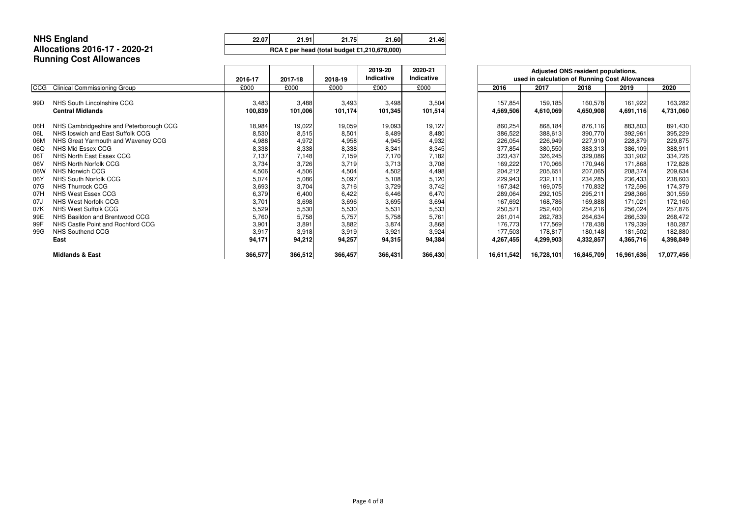# NHS England
## Allocations 2016-17 - 2020-21
## Running Cost Allowances

| 22.07 | 21.91 | 21.75 | 21.60 | 21.46 |
|---|---|---|---|---|
| RCA £ per head (total budget £1,210,678,000) | | | | |

| CCG | Clinical Commissioning Group | 2016-17 | 2017-18 | 2018-19 | 2019-20 Indicative | 2020-21 Indicative | Adjusted ONS resident populations, used in calculation of Running Cost Allowances | | | | |
|---|---|---|---|---|---|---|---|---|---|---|---|
| | | £000 | £000 | £000 | £000 | £000 | 2016 | 2017 | 2018 | 2019 | 2020 |
| 99D | NHS South Lincolnshire CCG | 3,483 | 3,488 | 3,493 | 3,498 | 3,504 | 157,854 | 159,185 | 160,578 | 161,922 | 163,282 |
| | **Central Midlands** | **100,839** | **101,006** | **101,174** | **101,345** | **101,514** | **4,569,506** | **4,610,069** | **4,650,908** | **4,691,116** | **4,731,060** |
| 06H | NHS Cambridgeshire and Peterborough CCG | 18,984 | 19,022 | 19,059 | 19,093 | 19,127 | 860,254 | 868,184 | 876,116 | 883,803 | 891,430 |
| 06L | NHS Ipswich and East Suffolk CCG | 8,530 | 8,515 | 8,501 | 8,489 | 8,480 | 386,522 | 388,613 | 390,770 | 392,961 | 395,229 |
| 06M | NHS Great Yarmouth and Waveney CCG | 4,988 | 4,972 | 4,958 | 4,945 | 4,932 | 226,054 | 226,949 | 227,910 | 228,879 | 229,875 |
| 06Q | NHS Mid Essex CCG | 8,338 | 8,338 | 8,338 | 8,341 | 8,345 | 377,854 | 380,550 | 383,313 | 386,109 | 388,911 |
| 06T | NHS North East Essex CCG | 7,137 | 7,148 | 7,159 | 7,170 | 7,182 | 323,437 | 326,245 | 329,086 | 331,902 | 334,726 |
| 06V | NHS North Norfolk CCG | 3,734 | 3,726 | 3,719 | 3,713 | 3,708 | 169,222 | 170,066 | 170,946 | 171,868 | 172,828 |
| 06W | NHS Norwich CCG | 4,506 | 4,506 | 4,504 | 4,502 | 4,498 | 204,212 | 205,651 | 207,065 | 208,374 | 209,634 |
| 06Y | NHS South Norfolk CCG | 5,074 | 5,086 | 5,097 | 5,108 | 5,120 | 229,943 | 232,111 | 234,285 | 236,433 | 238,603 |
| 07G | NHS Thurrock CCG | 3,693 | 3,704 | 3,716 | 3,729 | 3,742 | 167,342 | 169,075 | 170,832 | 172,596 | 174,379 |
| 07H | NHS West Essex CCG | 6,379 | 6,400 | 6,422 | 6,446 | 6,470 | 289,064 | 292,105 | 295,211 | 298,366 | 301,559 |
| 07J | NHS West Norfolk CCG | 3,701 | 3,698 | 3,696 | 3,695 | 3,694 | 167,692 | 168,786 | 169,888 | 171,021 | 172,160 |
| 07K | NHS West Suffolk CCG | 5,529 | 5,530 | 5,530 | 5,531 | 5,533 | 250,571 | 252,400 | 254,216 | 256,024 | 257,876 |
| 99E | NHS Basildon and Brentwood CCG | 5,760 | 5,758 | 5,757 | 5,758 | 5,761 | 261,014 | 262,783 | 264,634 | 266,539 | 268,472 |
| 99F | NHS Castle Point and Rochford CCG | 3,901 | 3,891 | 3,882 | 3,874 | 3,868 | 176,773 | 177,569 | 178,438 | 179,339 | 180,287 |
| 99G | NHS Southend CCG | 3,917 | 3,918 | 3,919 | 3,921 | 3,924 | 177,503 | 178,817 | 180,148 | 181,502 | 182,880 |
| | **East** | **94,171** | **94,212** | **94,257** | **94,315** | **94,384** | **4,267,455** | **4,299,903** | **4,332,857** | **4,365,716** | **4,398,849** |
| | **Midlands & East** | **366,577** | **366,512** | **366,457** | **366,431** | **366,430** | **16,611,542** | **16,728,101** | **16,845,709** | **16,961,636** | **17,077,456** |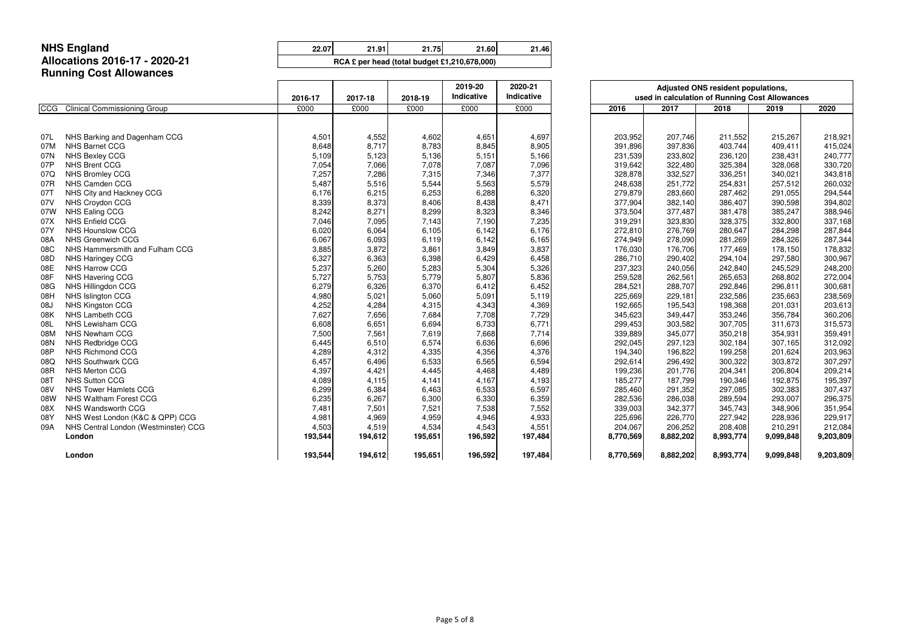# NHS England
## Allocations 2016-17 - 2020-21
### Running Cost Allowances

| 22.07 | 21.91 | 21.75 | 21.60 | 21.46 |
|---|---|---|---|---|
| RCA £ per head (total budget £1,210,678,000) | | | | |

| CCG | Clinical Commissioning Group | 2016-17 | 2017-18 | 2018-19 | 2019-20 Indicative | 2020-21 Indicative | Adjusted ONS resident populations, used in calculation of Running Cost Allowances | | | | |
|---|---|---|---|---|---|---|---|---|---|---|---|
| | | £000 | £000 | £000 | £000 | £000 | 2016 | 2017 | 2018 | 2019 | 2020 |
| 07L | NHS Barking and Dagenham CCG | 4,501 | 4,552 | 4,602 | 4,651 | 4,697 | 203,952 | 207,746 | 211,552 | 215,267 | 218,921 |
| 07M | NHS Barnet CCG | 8,648 | 8,717 | 8,783 | 8,845 | 8,905 | 391,896 | 397,836 | 403,744 | 409,411 | 415,024 |
| 07N | NHS Bexley CCG | 5,109 | 5,123 | 5,136 | 5,151 | 5,166 | 231,539 | 233,802 | 236,120 | 238,431 | 240,777 |
| 07P | NHS Brent CCG | 7,054 | 7,066 | 7,078 | 7,087 | 7,096 | 319,642 | 322,480 | 325,384 | 328,068 | 330,720 |
| 07Q | NHS Bromley CCG | 7,257 | 7,286 | 7,315 | 7,346 | 7,377 | 328,878 | 332,527 | 336,251 | 340,021 | 343,818 |
| 07R | NHS Camden CCG | 5,487 | 5,516 | 5,544 | 5,563 | 5,579 | 248,638 | 251,772 | 254,831 | 257,512 | 260,032 |
| 07T | NHS City and Hackney CCG | 6,176 | 6,215 | 6,253 | 6,288 | 6,320 | 279,879 | 283,660 | 287,462 | 291,055 | 294,544 |
| 07V | NHS Croydon CCG | 8,339 | 8,373 | 8,406 | 8,438 | 8,471 | 377,904 | 382,140 | 386,407 | 390,598 | 394,802 |
| 07W | NHS Ealing CCG | 8,242 | 8,271 | 8,299 | 8,323 | 8,346 | 373,504 | 377,487 | 381,478 | 385,247 | 388,946 |
| 07X | NHS Enfield CCG | 7,046 | 7,095 | 7,143 | 7,190 | 7,235 | 319,291 | 323,830 | 328,375 | 332,800 | 337,168 |
| 07Y | NHS Hounslow CCG | 6,020 | 6,064 | 6,105 | 6,142 | 6,176 | 272,810 | 276,769 | 280,647 | 284,298 | 287,844 |
| 08A | NHS Greenwich CCG | 6,067 | 6,093 | 6,119 | 6,142 | 6,165 | 274,949 | 278,090 | 281,269 | 284,326 | 287,344 |
| 08C | NHS Hammersmith and Fulham CCG | 3,885 | 3,872 | 3,861 | 3,849 | 3,837 | 176,030 | 176,706 | 177,469 | 178,150 | 178,832 |
| 08D | NHS Haringey CCG | 6,327 | 6,363 | 6,398 | 6,429 | 6,458 | 286,710 | 290,402 | 294,104 | 297,580 | 300,967 |
| 08E | NHS Harrow CCG | 5,237 | 5,260 | 5,283 | 5,304 | 5,326 | 237,323 | 240,056 | 242,840 | 245,529 | 248,200 |
| 08F | NHS Havering CCG | 5,727 | 5,753 | 5,779 | 5,807 | 5,836 | 259,528 | 262,561 | 265,653 | 268,802 | 272,004 |
| 08G | NHS Hillingdon CCG | 6,279 | 6,326 | 6,370 | 6,412 | 6,452 | 284,521 | 288,707 | 292,846 | 296,811 | 300,681 |
| 08H | NHS Islington CCG | 4,980 | 5,021 | 5,060 | 5,091 | 5,119 | 225,669 | 229,181 | 232,586 | 235,663 | 238,569 |
| 08J | NHS Kingston CCG | 4,252 | 4,284 | 4,315 | 4,343 | 4,369 | 192,665 | 195,543 | 198,368 | 201,031 | 203,613 |
| 08K | NHS Lambeth CCG | 7,627 | 7,656 | 7,684 | 7,708 | 7,729 | 345,623 | 349,447 | 353,246 | 356,784 | 360,206 |
| 08L | NHS Lewisham CCG | 6,608 | 6,651 | 6,694 | 6,733 | 6,771 | 299,453 | 303,582 | 307,705 | 311,673 | 315,573 |
| 08M | NHS Newham CCG | 7,500 | 7,561 | 7,619 | 7,668 | 7,714 | 339,889 | 345,077 | 350,218 | 354,931 | 359,491 |
| 08N | NHS Redbridge CCG | 6,445 | 6,510 | 6,574 | 6,636 | 6,696 | 292,045 | 297,123 | 302,184 | 307,165 | 312,092 |
| 08P | NHS Richmond CCG | 4,289 | 4,312 | 4,335 | 4,356 | 4,376 | 194,340 | 196,822 | 199,258 | 201,624 | 203,963 |
| 08Q | NHS Southwark CCG | 6,457 | 6,496 | 6,533 | 6,565 | 6,594 | 292,614 | 296,492 | 300,322 | 303,872 | 307,297 |
| 08R | NHS Merton CCG | 4,397 | 4,421 | 4,445 | 4,468 | 4,489 | 199,236 | 201,776 | 204,341 | 206,804 | 209,214 |
| 08T | NHS Sutton CCG | 4,089 | 4,115 | 4,141 | 4,167 | 4,193 | 185,277 | 187,799 | 190,346 | 192,875 | 195,397 |
| 08V | NHS Tower Hamlets CCG | 6,299 | 6,384 | 6,463 | 6,533 | 6,597 | 285,460 | 291,352 | 297,085 | 302,383 | 307,437 |
| 08W | NHS Waltham Forest CCG | 6,235 | 6,267 | 6,300 | 6,330 | 6,359 | 282,536 | 286,038 | 289,594 | 293,007 | 296,375 |
| 08X | NHS Wandsworth CCG | 7,481 | 7,501 | 7,521 | 7,538 | 7,552 | 339,003 | 342,377 | 345,743 | 348,906 | 351,954 |
| 08Y | NHS West London (K&C & QPP) CCG | 4,981 | 4,969 | 4,959 | 4,946 | 4,933 | 225,696 | 226,770 | 227,942 | 228,936 | 229,917 |
| 09A | NHS Central London (Westminster) CCG | 4,503 | 4,519 | 4,534 | 4,543 | 4,551 | 204,067 | 206,252 | 208,408 | 210,291 | 212,084 |
| | **London** | **193,544** | **194,612** | **195,651** | **196,592** | **197,484** | **8,770,569** | **8,882,202** | **8,993,774** | **9,099,848** | **9,203,809** |
| | **London** | **193,544** | **194,612** | **195,651** | **196,592** | **197,484** | **8,770,569** | **8,882,202** | **8,993,774** | **9,099,848** | **9,203,809** |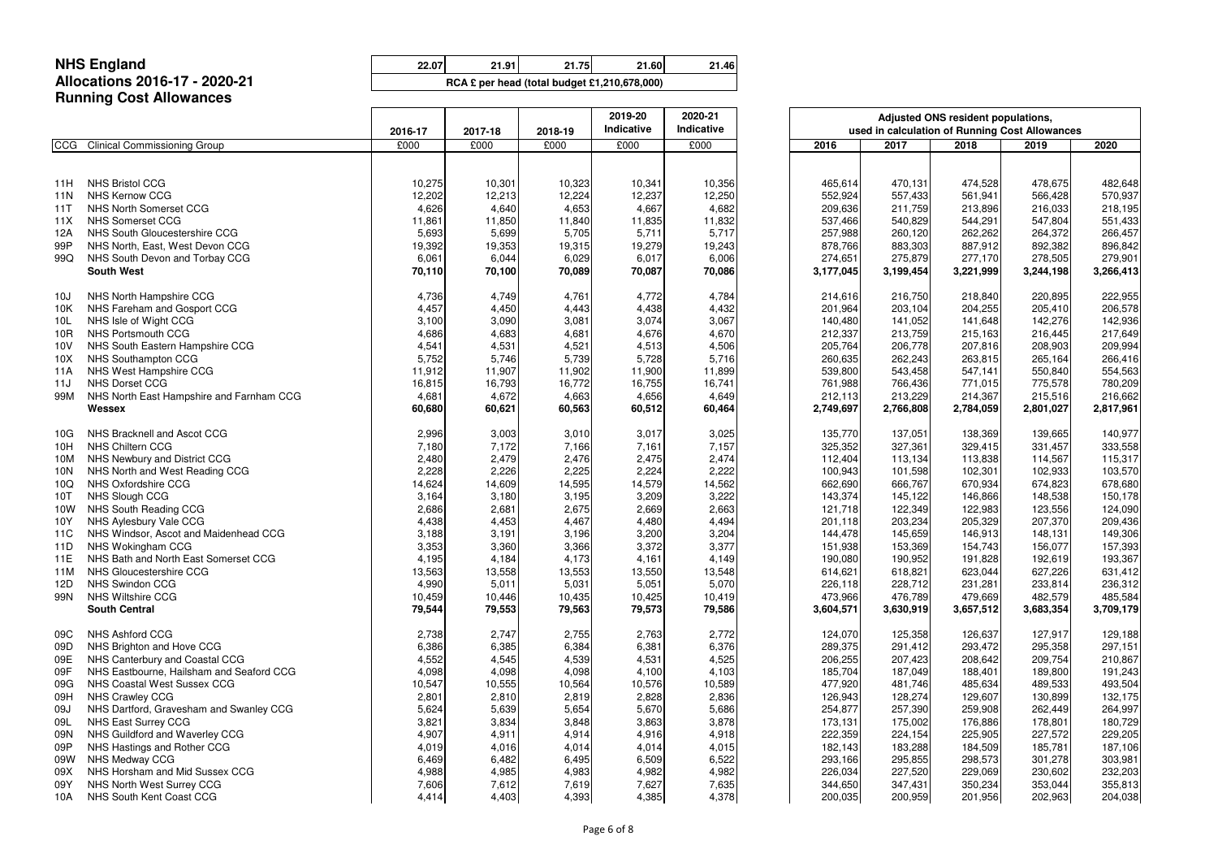# NHS England
## Allocations 2016-17 - 2020-21
### Running Cost Allowances

| 22.07 | 21.91 | 21.75 | 21.60 | 21.46 |
|---|---|---|---|---|
| RCA £ per head (total budget £1,210,678,000) | | | | |

| CCG | Clinical Commissioning Group | 2016-17 | 2017-18 | 2018-19 | 2019-20 Indicative | 2020-21 Indicative | Adjusted ONS resident populations, used in calculation of Running Cost Allowances | | | | |
|---|---|---|---|---|---|---|---|---|---|---|---|
| | | £000 | £000 | £000 | £000 | £000 | 2016 | 2017 | 2018 | 2019 | 2020 |
| 11H | NHS Bristol CCG | 10,275 | 10,301 | 10,323 | 10,341 | 10,356 | 465,614 | 470,131 | 474,528 | 478,675 | 482,648 |
| 11N | NHS Kernow CCG | 12,202 | 12,213 | 12,224 | 12,237 | 12,250 | 552,924 | 557,433 | 561,941 | 566,428 | 570,937 |
| 11T | NHS North Somerset CCG | 4,626 | 4,640 | 4,653 | 4,667 | 4,682 | 209,636 | 211,759 | 213,896 | 216,033 | 218,195 |
| 11X | NHS Somerset CCG | 11,861 | 11,850 | 11,840 | 11,835 | 11,832 | 537,466 | 540,829 | 544,291 | 547,804 | 551,433 |
| 12A | NHS South Gloucestershire CCG | 5,693 | 5,699 | 5,705 | 5,711 | 5,717 | 257,988 | 260,120 | 262,262 | 264,372 | 266,457 |
| 99P | NHS North, East, West Devon CCG | 19,392 | 19,353 | 19,315 | 19,279 | 19,243 | 878,766 | 883,303 | 887,912 | 892,382 | 896,842 |
| 99Q | NHS South Devon and Torbay CCG | 6,061 | 6,044 | 6,029 | 6,017 | 6,006 | 274,651 | 275,879 | 277,170 | 278,505 | 279,901 |
| | **South West** | **70,110** | **70,100** | **70,089** | **70,087** | **70,086** | **3,177,045** | **3,199,454** | **3,221,999** | **3,244,198** | **3,266,413** |
| 10J | NHS North Hampshire CCG | 4,736 | 4,749 | 4,761 | 4,772 | 4,784 | 214,616 | 216,750 | 218,840 | 220,895 | 222,955 |
| 10K | NHS Fareham and Gosport CCG | 4,457 | 4,450 | 4,443 | 4,438 | 4,432 | 201,964 | 203,104 | 204,255 | 205,410 | 206,578 |
| 10L | NHS Isle of Wight CCG | 3,100 | 3,090 | 3,081 | 3,074 | 3,067 | 140,480 | 141,052 | 141,648 | 142,276 | 142,936 |
| 10R | NHS Portsmouth CCG | 4,686 | 4,683 | 4,681 | 4,676 | 4,670 | 212,337 | 213,759 | 215,163 | 216,445 | 217,649 |
| 10V | NHS South Eastern Hampshire CCG | 4,541 | 4,531 | 4,521 | 4,513 | 4,506 | 205,764 | 206,778 | 207,816 | 208,903 | 209,994 |
| 10X | NHS Southampton CCG | 5,752 | 5,746 | 5,739 | 5,728 | 5,716 | 260,635 | 262,243 | 263,815 | 265,164 | 266,416 |
| 11A | NHS West Hampshire CCG | 11,912 | 11,907 | 11,902 | 11,900 | 11,899 | 539,800 | 543,458 | 547,141 | 550,840 | 554,563 |
| 11J | NHS Dorset CCG | 16,815 | 16,793 | 16,772 | 16,755 | 16,741 | 761,988 | 766,436 | 771,015 | 775,578 | 780,209 |
| 99M | NHS North East Hampshire and Farnham CCG | 4,681 | 4,672 | 4,663 | 4,656 | 4,649 | 212,113 | 213,229 | 214,367 | 215,516 | 216,662 |
| | **Wessex** | **60,680** | **60,621** | **60,563** | **60,512** | **60,464** | **2,749,697** | **2,766,808** | **2,784,059** | **2,801,027** | **2,817,961** |
| 10G | NHS Bracknell and Ascot CCG | 2,996 | 3,003 | 3,010 | 3,017 | 3,025 | 135,770 | 137,051 | 138,369 | 139,665 | 140,977 |
| 10H | NHS Chiltern CCG | 7,180 | 7,172 | 7,166 | 7,161 | 7,157 | 325,352 | 327,361 | 329,415 | 331,457 | 333,558 |
| 10M | NHS Newbury and District CCG | 2,480 | 2,479 | 2,476 | 2,475 | 2,474 | 112,404 | 113,134 | 113,838 | 114,567 | 115,317 |
| 10N | NHS North and West Reading CCG | 2,228 | 2,226 | 2,225 | 2,224 | 2,222 | 100,943 | 101,598 | 102,301 | 102,933 | 103,570 |
| 10Q | NHS Oxfordshire CCG | 14,624 | 14,609 | 14,595 | 14,579 | 14,562 | 662,690 | 666,767 | 670,934 | 674,823 | 678,680 |
| 10T | NHS Slough CCG | 3,164 | 3,180 | 3,195 | 3,209 | 3,222 | 143,374 | 145,122 | 146,866 | 148,538 | 150,178 |
| 10W | NHS South Reading CCG | 2,686 | 2,681 | 2,675 | 2,669 | 2,663 | 121,718 | 122,349 | 122,983 | 123,556 | 124,090 |
| 10Y | NHS Aylesbury Vale CCG | 4,438 | 4,453 | 4,467 | 4,480 | 4,494 | 201,118 | 203,234 | 205,329 | 207,370 | 209,436 |
| 11C | NHS Windsor, Ascot and Maidenhead CCG | 3,188 | 3,191 | 3,196 | 3,200 | 3,204 | 144,478 | 145,659 | 146,913 | 148,131 | 149,306 |
| 11D | NHS Wokingham CCG | 3,353 | 3,360 | 3,366 | 3,372 | 3,377 | 151,938 | 153,369 | 154,743 | 156,077 | 157,393 |
| 11E | NHS Bath and North East Somerset CCG | 4,195 | 4,184 | 4,173 | 4,161 | 4,149 | 190,080 | 190,952 | 191,828 | 192,619 | 193,367 |
| 11M | NHS Gloucestershire CCG | 13,563 | 13,558 | 13,553 | 13,550 | 13,548 | 614,621 | 618,821 | 623,044 | 627,226 | 631,412 |
| 12D | NHS Swindon CCG | 4,990 | 5,011 | 5,031 | 5,051 | 5,070 | 226,118 | 228,712 | 231,281 | 233,814 | 236,312 |
| 99N | NHS Wiltshire CCG | 10,459 | 10,446 | 10,435 | 10,425 | 10,419 | 473,966 | 476,789 | 479,669 | 482,579 | 485,584 |
| | **South Central** | **79,544** | **79,553** | **79,563** | **79,573** | **79,586** | **3,604,571** | **3,630,919** | **3,657,512** | **3,683,354** | **3,709,179** |
| 09C | NHS Ashford CCG | 2,738 | 2,747 | 2,755 | 2,763 | 2,772 | 124,070 | 125,358 | 126,637 | 127,917 | 129,188 |
| 09D | NHS Brighton and Hove CCG | 6,386 | 6,385 | 6,384 | 6,381 | 6,376 | 289,375 | 291,412 | 293,472 | 295,358 | 297,151 |
| 09E | NHS Canterbury and Coastal CCG | 4,552 | 4,545 | 4,539 | 4,531 | 4,525 | 206,255 | 207,423 | 208,642 | 209,754 | 210,867 |
| 09F | NHS Eastbourne, Hailsham and Seaford CCG | 4,098 | 4,098 | 4,098 | 4,100 | 4,103 | 185,704 | 187,049 | 188,401 | 189,800 | 191,243 |
| 09G | NHS Coastal West Sussex CCG | 10,547 | 10,555 | 10,564 | 10,576 | 10,589 | 477,920 | 481,746 | 485,634 | 489,533 | 493,504 |
| 09H | NHS Crawley CCG | 2,801 | 2,810 | 2,819 | 2,828 | 2,836 | 126,943 | 128,274 | 129,607 | 130,899 | 132,175 |
| 09J | NHS Dartford, Gravesham and Swanley CCG | 5,624 | 5,639 | 5,654 | 5,670 | 5,686 | 254,877 | 257,390 | 259,908 | 262,449 | 264,997 |
| 09L | NHS East Surrey CCG | 3,821 | 3,834 | 3,848 | 3,863 | 3,878 | 173,131 | 175,002 | 176,886 | 178,801 | 180,729 |
| 09N | NHS Guildford and Waverley CCG | 4,907 | 4,911 | 4,914 | 4,916 | 4,918 | 222,359 | 224,154 | 225,905 | 227,572 | 229,205 |
| 09P | NHS Hastings and Rother CCG | 4,019 | 4,016 | 4,014 | 4,014 | 4,015 | 182,143 | 183,288 | 184,509 | 185,781 | 187,106 |
| 09W | NHS Medway CCG | 6,469 | 6,482 | 6,495 | 6,509 | 6,522 | 293,166 | 295,855 | 298,573 | 301,278 | 303,981 |
| 09X | NHS Horsham and Mid Sussex CCG | 4,988 | 4,985 | 4,983 | 4,982 | 4,982 | 226,034 | 227,520 | 229,069 | 230,602 | 232,203 |
| 09Y | NHS North West Surrey CCG | 7,606 | 7,612 | 7,619 | 7,627 | 7,635 | 344,650 | 347,431 | 350,234 | 353,044 | 355,813 |
| 10A | NHS South Kent Coast CCG | 4,414 | 4,403 | 4,393 | 4,385 | 4,378 | 200,035 | 200,959 | 201,956 | 202,963 | 204,038 |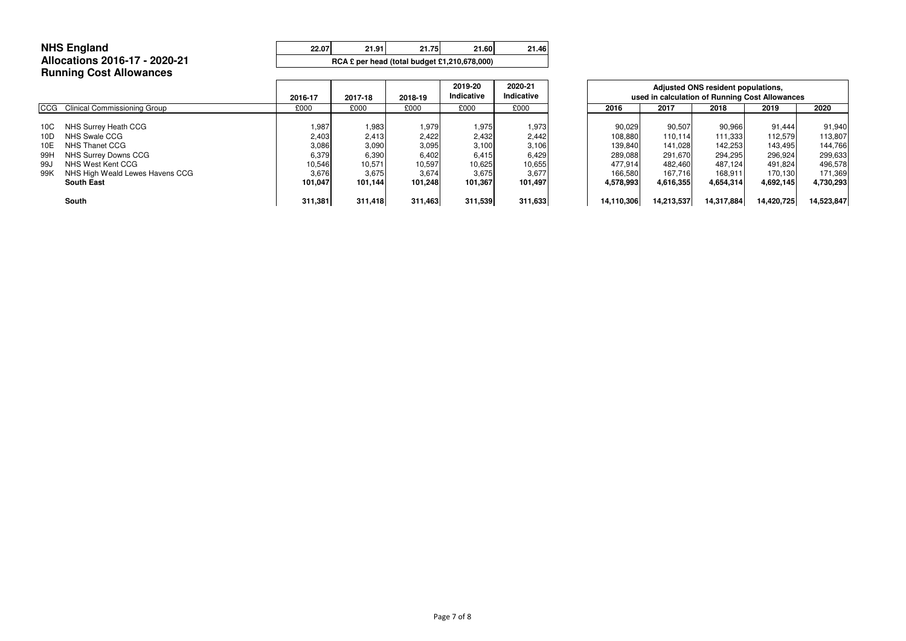# NHS England
## Allocations 2016-17 - 2020-21
## Running Cost Allowances

| | 22.07 | 21.91 | 21.75 | 21.60 | 21.46 |
|---|---|---|---|---|---|
| | RCA £ per head (total budget £1,210,678,000) | | | | |

| CCG | Clinical Commissioning Group | 2016-17 | 2017-18 | 2018-19 | 2019-20 Indicative | 2020-21 Indicative | 2016 | 2017 | 2018 | 2019 | 2020 |
|---|---|---|---|---|---|---|---|---|---|---|---|
| | | £000 | £000 | £000 | £000 | £000 | Adjusted ONS resident populations, used in calculation of Running Cost Allowances | | | | |
| 10C | NHS Surrey Heath CCG | 1,987 | 1,983 | 1,979 | 1,975 | 1,973 | 90,029 | 90,507 | 90,966 | 91,444 | 91,940 |
| 10D | NHS Swale CCG | 2,403 | 2,413 | 2,422 | 2,432 | 2,442 | 108,880 | 110,114 | 111,333 | 112,579 | 113,807 |
| 10E | NHS Thanet CCG | 3,086 | 3,090 | 3,095 | 3,100 | 3,106 | 139,840 | 141,028 | 142,253 | 143,495 | 144,766 |
| 99H | NHS Surrey Downs CCG | 6,379 | 6,390 | 6,402 | 6,415 | 6,429 | 289,088 | 291,670 | 294,295 | 296,924 | 299,633 |
| 99J | NHS West Kent CCG | 10,546 | 10,571 | 10,597 | 10,625 | 10,655 | 477,914 | 482,460 | 487,124 | 491,824 | 496,578 |
| 99K | NHS High Weald Lewes Havens CCG | 3,676 | 3,675 | 3,674 | 3,675 | 3,677 | 166,580 | 167,716 | 168,911 | 170,130 | 171,369 |
| | **South East** | **101,047** | **101,144** | **101,248** | **101,367** | **101,497** | **4,578,993** | **4,616,355** | **4,654,314** | **4,692,145** | **4,730,293** |
| | **South** | **311,381** | **311,418** | **311,463** | **311,539** | **311,633** | **14,110,306** | **14,213,537** | **14,317,884** | **14,420,725** | **14,523,847** |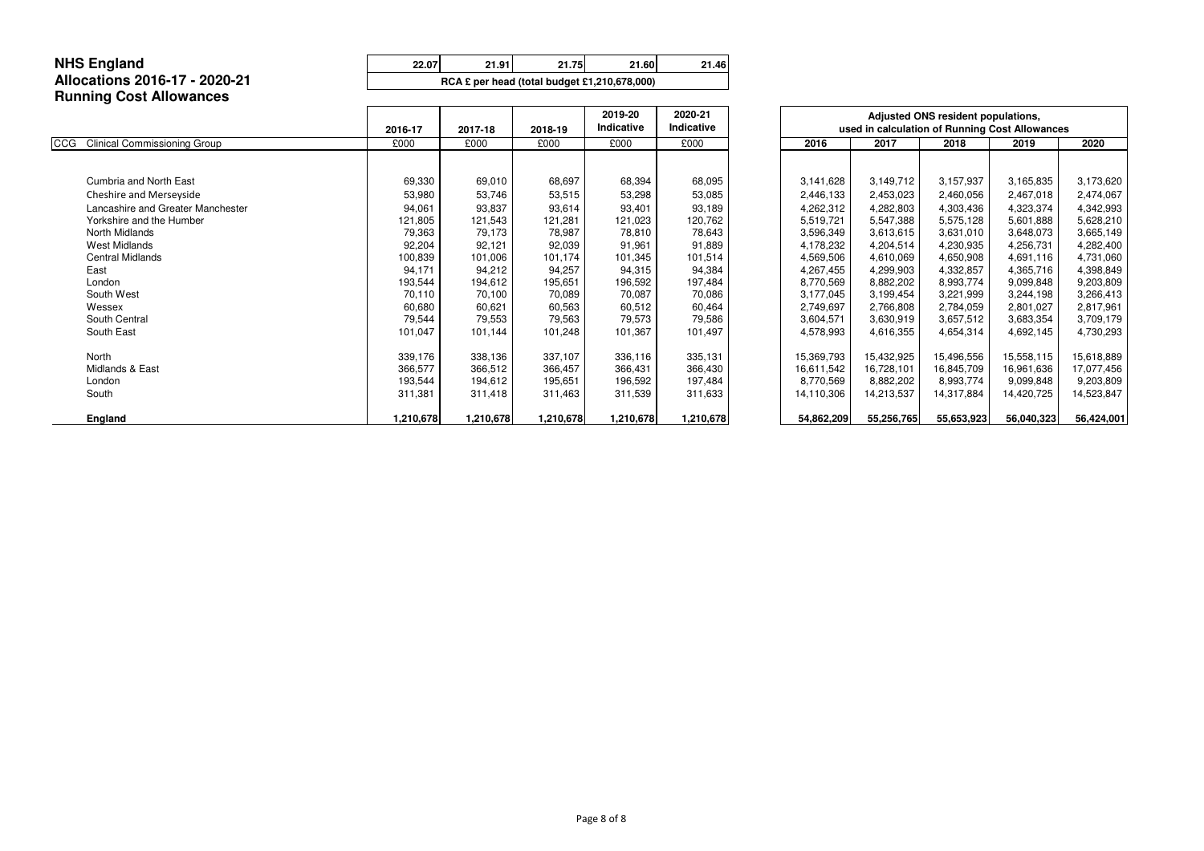# NHS England
## Allocations 2016-17 - 2020-21
## Running Cost Allowances

| | | | | |
|---|---|---|---|---|
| 22.07 | 21.91 | 21.75 | 21.60 | 21.46 |
| RCA £ per head (total budget £1,210,678,000) | | | | |

| CCG Clinical Commissioning Group | 2016-17 | 2017-18 | 2018-19 | 2019-20 Indicative | 2020-21 Indicative | Adjusted ONS resident populations, used in calculation of Running Cost Allowances | | | | |
|---|---|---|---|---|---|---|---|---|---|---|
| | £000 | £000 | £000 | £000 | £000 | 2016 | 2017 | 2018 | 2019 | 2020 |
| Cumbria and North East | 69,330 | 69,010 | 68,697 | 68,394 | 68,095 | 3,141,628 | 3,149,712 | 3,157,937 | 3,165,835 | 3,173,620 |
| Cheshire and Merseyside | 53,980 | 53,746 | 53,515 | 53,298 | 53,085 | 2,446,133 | 2,453,023 | 2,460,056 | 2,467,018 | 2,474,067 |
| Lancashire and Greater Manchester | 94,061 | 93,837 | 93,614 | 93,401 | 93,189 | 4,262,312 | 4,282,803 | 4,303,436 | 4,323,374 | 4,342,993 |
| Yorkshire and the Humber | 121,805 | 121,543 | 121,281 | 121,023 | 120,762 | 5,519,721 | 5,547,388 | 5,575,128 | 5,601,888 | 5,628,210 |
| North Midlands | 79,363 | 79,173 | 78,987 | 78,810 | 78,643 | 3,596,349 | 3,613,615 | 3,631,010 | 3,648,073 | 3,665,149 |
| West Midlands | 92,204 | 92,121 | 92,039 | 91,961 | 91,889 | 4,178,232 | 4,204,514 | 4,230,935 | 4,256,731 | 4,282,400 |
| Central Midlands | 100,839 | 101,006 | 101,174 | 101,345 | 101,514 | 4,569,506 | 4,610,069 | 4,650,908 | 4,691,116 | 4,731,060 |
| East | 94,171 | 94,212 | 94,257 | 94,315 | 94,384 | 4,267,455 | 4,299,903 | 4,332,857 | 4,365,716 | 4,398,849 |
| London | 193,544 | 194,612 | 195,651 | 196,592 | 197,484 | 8,770,569 | 8,882,202 | 8,993,774 | 9,099,848 | 9,203,809 |
| South West | 70,110 | 70,100 | 70,089 | 70,087 | 70,086 | 3,177,045 | 3,199,454 | 3,221,999 | 3,244,198 | 3,266,413 |
| Wessex | 60,680 | 60,621 | 60,563 | 60,512 | 60,464 | 2,749,697 | 2,766,808 | 2,784,059 | 2,801,027 | 2,817,961 |
| South Central | 79,544 | 79,553 | 79,563 | 79,573 | 79,586 | 3,604,571 | 3,630,919 | 3,657,512 | 3,683,354 | 3,709,179 |
| South East | 101,047 | 101,144 | 101,248 | 101,367 | 101,497 | 4,578,993 | 4,616,355 | 4,654,314 | 4,692,145 | 4,730,293 |
| North | 339,176 | 338,136 | 337,107 | 336,116 | 335,131 | 15,369,793 | 15,432,925 | 15,496,556 | 15,558,115 | 15,618,889 |
| Midlands & East | 366,577 | 366,512 | 366,457 | 366,431 | 366,430 | 16,611,542 | 16,728,101 | 16,845,709 | 16,961,636 | 17,077,456 |
| London | 193,544 | 194,612 | 195,651 | 196,592 | 197,484 | 8,770,569 | 8,882,202 | 8,993,774 | 9,099,848 | 9,203,809 |
| South | 311,381 | 311,418 | 311,463 | 311,539 | 311,633 | 14,110,306 | 14,213,537 | 14,317,884 | 14,420,725 | 14,523,847 |
| **England** | **1,210,678** | **1,210,678** | **1,210,678** | **1,210,678** | **1,210,678** | **54,862,209** | **55,256,765** | **55,653,923** | **56,040,323** | **56,424,001** |